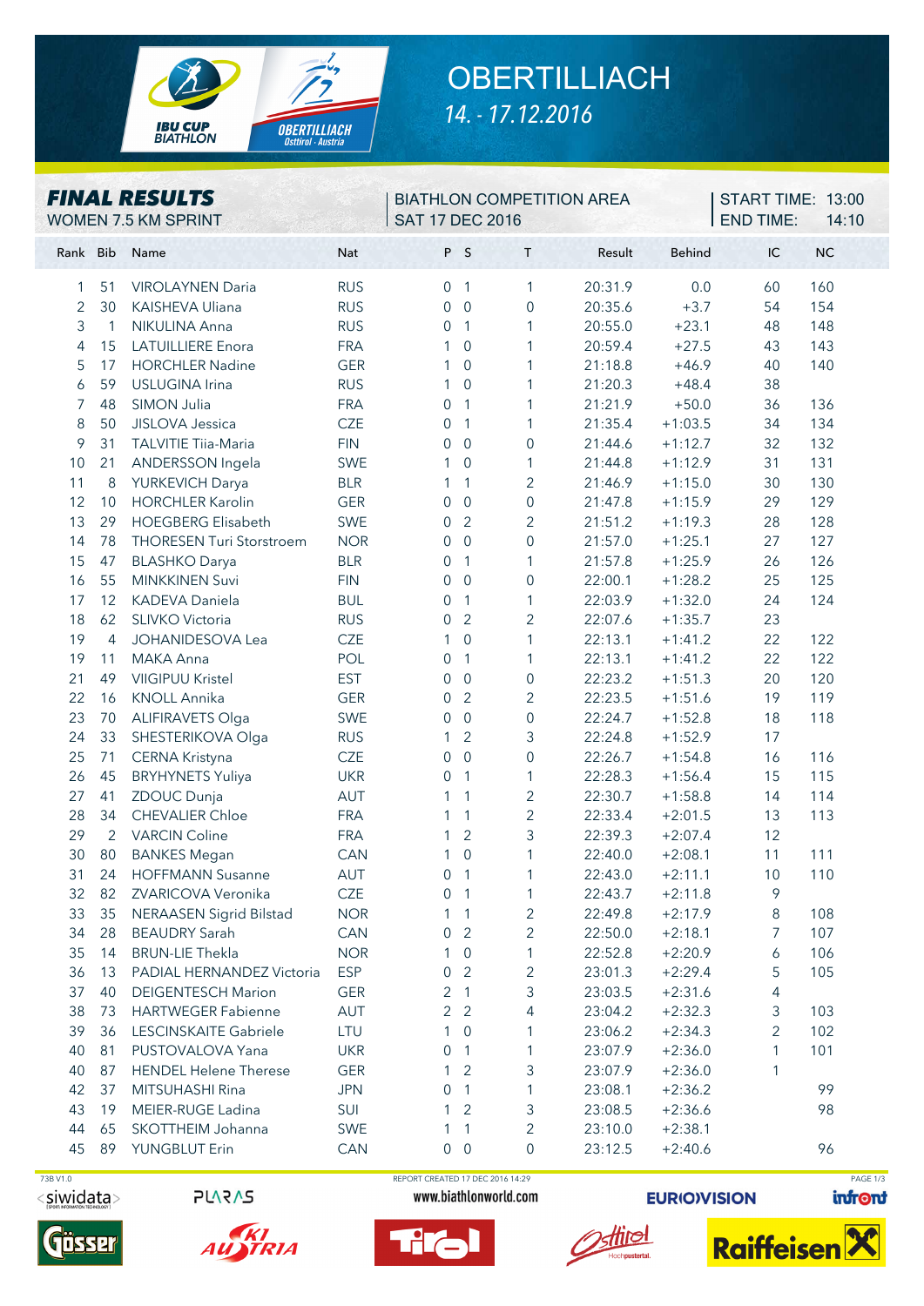# OBERTILLIACH

*14. - 17.12.2016*

## FINAL RESULTS

WOMEN 7.5 KM SPRINT

BIATHLON COMPETITION AREA
SAT 17 DEC 2016

START TIME: 13:00
END TIME: 14:10

| Rank | Bib | Name | Nat | P | S | T | Result | Behind | IC | NC |
|---|---|---|---|---|---|---|---|---|---|---|
| 1 | 51 | VIROLAYNEN Daria | RUS | 0 | 1 | 1 | 20:31.9 | 0.0 | 60 | 160 |
| 2 | 30 | KAISHEVA Uliana | RUS | 0 | 0 | 0 | 20:35.6 | +3.7 | 54 | 154 |
| 3 | 1 | NIKULINA Anna | RUS | 0 | 1 | 1 | 20:55.0 | +23.1 | 48 | 148 |
| 4 | 15 | LATUILLIERE Enora | FRA | 1 | 0 | 1 | 20:59.4 | +27.5 | 43 | 143 |
| 5 | 17 | HORCHLER Nadine | GER | 1 | 0 | 1 | 21:18.8 | +46.9 | 40 | 140 |
| 6 | 59 | USLUGINA Irina | RUS | 1 | 0 | 1 | 21:20.3 | +48.4 | 38 | |
| 7 | 48 | SIMON Julia | FRA | 0 | 1 | 1 | 21:21.9 | +50.0 | 36 | 136 |
| 8 | 50 | JISLOVA Jessica | CZE | 0 | 1 | 1 | 21:35.4 | +1:03.5 | 34 | 134 |
| 9 | 31 | TALVITIE Tiia-Maria | FIN | 0 | 0 | 0 | 21:44.6 | +1:12.7 | 32 | 132 |
| 10 | 21 | ANDERSSON Ingela | SWE | 1 | 0 | 1 | 21:44.8 | +1:12.9 | 31 | 131 |
| 11 | 8 | YURKEVICH Darya | BLR | 1 | 1 | 2 | 21:46.9 | +1:15.0 | 30 | 130 |
| 12 | 10 | HORCHLER Karolin | GER | 0 | 0 | 0 | 21:47.8 | +1:15.9 | 29 | 129 |
| 13 | 29 | HOEGBERG Elisabeth | SWE | 0 | 2 | 2 | 21:51.2 | +1:19.3 | 28 | 128 |
| 14 | 78 | THORESEN Turi Storstroem | NOR | 0 | 0 | 0 | 21:57.0 | +1:25.1 | 27 | 127 |
| 15 | 47 | BLASHKO Darya | BLR | 0 | 1 | 1 | 21:57.8 | +1:25.9 | 26 | 126 |
| 16 | 55 | MINKKINEN Suvi | FIN | 0 | 0 | 0 | 22:00.1 | +1:28.2 | 25 | 125 |
| 17 | 12 | KADEVA Daniela | BUL | 0 | 1 | 1 | 22:03.9 | +1:32.0 | 24 | 124 |
| 18 | 62 | SLIVKO Victoria | RUS | 0 | 2 | 2 | 22:07.6 | +1:35.7 | 23 | |
| 19 | 4 | JOHANIDESOVA Lea | CZE | 1 | 0 | 1 | 22:13.1 | +1:41.2 | 22 | 122 |
| 19 | 11 | MAKA Anna | POL | 0 | 1 | 1 | 22:13.1 | +1:41.2 | 22 | 122 |
| 21 | 49 | VIIGIPUU Kristel | EST | 0 | 0 | 0 | 22:23.2 | +1:51.3 | 20 | 120 |
| 22 | 16 | KNOLL Annika | GER | 0 | 2 | 2 | 22:23.5 | +1:51.6 | 19 | 119 |
| 23 | 70 | ALIFIRAVETS Olga | SWE | 0 | 0 | 0 | 22:24.7 | +1:52.8 | 18 | 118 |
| 24 | 33 | SHESTERIKOVA Olga | RUS | 1 | 2 | 3 | 22:24.8 | +1:52.9 | 17 | |
| 25 | 71 | CERNA Kristyna | CZE | 0 | 0 | 0 | 22:26.7 | +1:54.8 | 16 | 116 |
| 26 | 45 | BRYHYNETS Yuliya | UKR | 0 | 1 | 1 | 22:28.3 | +1:56.4 | 15 | 115 |
| 27 | 41 | ZDOUC Dunja | AUT | 1 | 1 | 2 | 22:30.7 | +1:58.8 | 14 | 114 |
| 28 | 34 | CHEVALIER Chloe | FRA | 1 | 1 | 2 | 22:33.4 | +2:01.5 | 13 | 113 |
| 29 | 2 | VARCIN Coline | FRA | 1 | 2 | 3 | 22:39.3 | +2:07.4 | 12 | |
| 30 | 80 | BANKES Megan | CAN | 1 | 0 | 1 | 22:40.0 | +2:08.1 | 11 | 111 |
| 31 | 24 | HOFFMANN Susanne | AUT | 0 | 1 | 1 | 22:43.0 | +2:11.1 | 10 | 110 |
| 32 | 82 | ZVARICOVA Veronika | CZE | 0 | 1 | 1 | 22:43.7 | +2:11.8 | 9 | |
| 33 | 35 | NERAASEN Sigrid Bilstad | NOR | 1 | 1 | 2 | 22:49.8 | +2:17.9 | 8 | 108 |
| 34 | 28 | BEAUDRY Sarah | CAN | 0 | 2 | 2 | 22:50.0 | +2:18.1 | 7 | 107 |
| 35 | 14 | BRUN-LIE Thekla | NOR | 1 | 0 | 1 | 22:52.8 | +2:20.9 | 6 | 106 |
| 36 | 13 | PADIAL HERNANDEZ Victoria | ESP | 0 | 2 | 2 | 23:01.3 | +2:29.4 | 5 | 105 |
| 37 | 40 | DEIGENTESCH Marion | GER | 2 | 1 | 3 | 23:03.5 | +2:31.6 | 4 | |
| 38 | 73 | HARTWEGER Fabienne | AUT | 2 | 2 | 4 | 23:04.2 | +2:32.3 | 3 | 103 |
| 39 | 36 | LESCINSKAITE Gabriele | LTU | 1 | 0 | 1 | 23:06.2 | +2:34.3 | 2 | 102 |
| 40 | 81 | PUSTOVALOVA Yana | UKR | 0 | 1 | 1 | 23:07.9 | +2:36.0 | 1 | 101 |
| 40 | 87 | HENDEL Helene Therese | GER | 1 | 2 | 3 | 23:07.9 | +2:36.0 | 1 | |
| 42 | 37 | MITSUHASHI Rina | JPN | 0 | 1 | 1 | 23:08.1 | +2:36.2 | | 99 |
| 43 | 19 | MEIER-RUGE Ladina | SUI | 1 | 2 | 3 | 23:08.5 | +2:36.6 | | 98 |
| 44 | 65 | SKOTTHEIM Johanna | SWE | 1 | 1 | 2 | 23:10.0 | +2:38.1 | | |
| 45 | 89 | YUNGBLUT Erin | CAN | 0 | 0 | 0 | 23:12.5 | +2:40.6 | | 96 |

73B V1.0 REPORT CREATED 17 DEC 2016 14:29

www.biathlonworld.com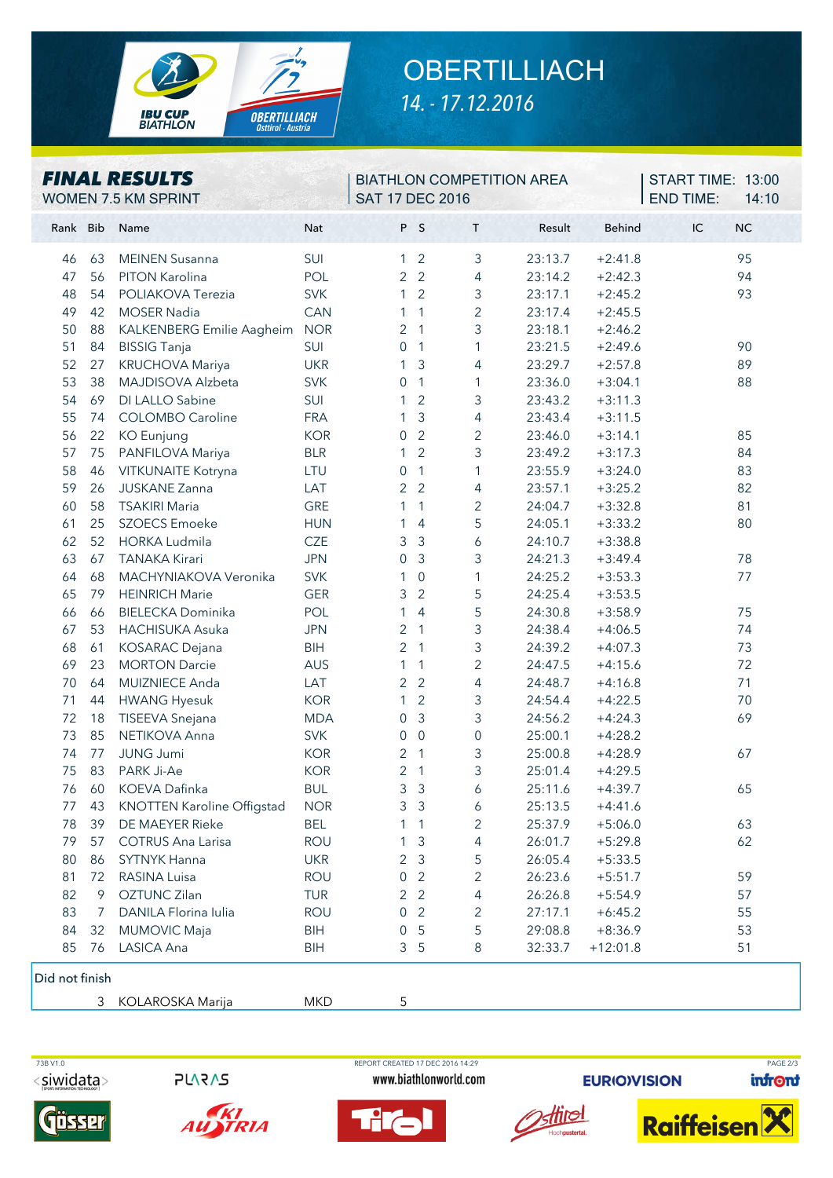# OBERTILLIACH

*14. - 17.12.2016*

## FINAL RESULTS

WOMEN 7.5 KM SPRINT

BIATHLON COMPETITION AREA
SAT 17 DEC 2016

START TIME: 13:00
END TIME: 14:10

| Rank | Bib | Name | Nat | P | S | T | Result | Behind | IC | NC |
|---|---|---|---|---|---|---|---|---|---|---|
| 46 | 63 | MEINEN Susanna | SUI | 1 | 2 | 3 | 23:13.7 | +2:41.8 | | 95 |
| 47 | 56 | PITON Karolina | POL | 2 | 2 | 4 | 23:14.2 | +2:42.3 | | 94 |
| 48 | 54 | POLIAKOVA Terezia | SVK | 1 | 2 | 3 | 23:17.1 | +2:45.2 | | 93 |
| 49 | 42 | MOSER Nadia | CAN | 1 | 1 | 2 | 23:17.4 | +2:45.5 | | |
| 50 | 88 | KALKENBERG Emilie Aagheim | NOR | 2 | 1 | 3 | 23:18.1 | +2:46.2 | | |
| 51 | 84 | BISSIG Tanja | SUI | 0 | 1 | 1 | 23:21.5 | +2:49.6 | | 90 |
| 52 | 27 | KRUCHOVA Mariya | UKR | 1 | 3 | 4 | 23:29.7 | +2:57.8 | | 89 |
| 53 | 38 | MAJDISOVA Alzbeta | SVK | 0 | 1 | 1 | 23:36.0 | +3:04.1 | | 88 |
| 54 | 69 | DI LALLO Sabine | SUI | 1 | 2 | 3 | 23:43.2 | +3:11.3 | | |
| 55 | 74 | COLOMBO Caroline | FRA | 1 | 3 | 4 | 23:43.4 | +3:11.5 | | |
| 56 | 22 | KO Eunjung | KOR | 0 | 2 | 2 | 23:46.0 | +3:14.1 | | 85 |
| 57 | 75 | PANFILOVA Mariya | BLR | 1 | 2 | 3 | 23:49.2 | +3:17.3 | | 84 |
| 58 | 46 | VITKUNAITE Kotryna | LTU | 0 | 1 | 1 | 23:55.9 | +3:24.0 | | 83 |
| 59 | 26 | JUSKANE Zanna | LAT | 2 | 2 | 4 | 23:57.1 | +3:25.2 | | 82 |
| 60 | 58 | TSAKIRI Maria | GRE | 1 | 1 | 2 | 24:04.7 | +3:32.8 | | 81 |
| 61 | 25 | SZOECS Emoeke | HUN | 1 | 4 | 5 | 24:05.1 | +3:33.2 | | 80 |
| 62 | 52 | HORKA Ludmila | CZE | 3 | 3 | 6 | 24:10.7 | +3:38.8 | | |
| 63 | 67 | TANAKA Kirari | JPN | 0 | 3 | 3 | 24:21.3 | +3:49.4 | | 78 |
| 64 | 68 | MACHYNIAKOVA Veronika | SVK | 1 | 0 | 1 | 24:25.2 | +3:53.3 | | 77 |
| 65 | 79 | HEINRICH Marie | GER | 3 | 2 | 5 | 24:25.4 | +3:53.5 | | |
| 66 | 66 | BIELECKA Dominika | POL | 1 | 4 | 5 | 24:30.8 | +3:58.9 | | 75 |
| 67 | 53 | HACHISUKA Asuka | JPN | 2 | 1 | 3 | 24:38.4 | +4:06.5 | | 74 |
| 68 | 61 | KOSARAC Dejana | BIH | 2 | 1 | 3 | 24:39.2 | +4:07.3 | | 73 |
| 69 | 23 | MORTON Darcie | AUS | 1 | 1 | 2 | 24:47.5 | +4:15.6 | | 72 |
| 70 | 64 | MUIZNIECE Anda | LAT | 2 | 2 | 4 | 24:48.7 | +4:16.8 | | 71 |
| 71 | 44 | HWANG Hyesuk | KOR | 1 | 2 | 3 | 24:54.4 | +4:22.5 | | 70 |
| 72 | 18 | TISEEVA Snejana | MDA | 0 | 3 | 3 | 24:56.2 | +4:24.3 | | 69 |
| 73 | 85 | NETIKOVA Anna | SVK | 0 | 0 | 0 | 25:00.1 | +4:28.2 | | |
| 74 | 77 | JUNG Jumi | KOR | 2 | 1 | 3 | 25:00.8 | +4:28.9 | | 67 |
| 75 | 83 | PARK Ji-Ae | KOR | 2 | 1 | 3 | 25:01.4 | +4:29.5 | | |
| 76 | 60 | KOEVA Dafinka | BUL | 3 | 3 | 6 | 25:11.6 | +4:39.7 | | 65 |
| 77 | 43 | KNOTTEN Karoline Offigstad | NOR | 3 | 3 | 6 | 25:13.5 | +4:41.6 | | |
| 78 | 39 | DE MAEYER Rieke | BEL | 1 | 1 | 2 | 25:37.9 | +5:06.0 | | 63 |
| 79 | 57 | COTRUS Ana Larisa | ROU | 1 | 3 | 4 | 26:01.7 | +5:29.8 | | 62 |
| 80 | 86 | SYTNYK Hanna | UKR | 2 | 3 | 5 | 26:05.4 | +5:33.5 | | |
| 81 | 72 | RASINA Luisa | ROU | 0 | 2 | 2 | 26:23.6 | +5:51.7 | | 59 |
| 82 | 9 | OZTUNC Zilan | TUR | 2 | 2 | 4 | 26:26.8 | +5:54.9 | | 57 |
| 83 | 7 | DANILA Florina Iulia | ROU | 0 | 2 | 2 | 27:17.1 | +6:45.2 | | 55 |
| 84 | 32 | MUMOVIC Maja | BIH | 0 | 5 | 5 | 29:08.8 | +8:36.9 | | 53 |
| 85 | 76 | LASICA Ana | BIH | 3 | 5 | 8 | 32:33.7 | +12:01.8 | | 51 |

**Did not finish**

| Rank | Bib | Name | Nat | P | S | T | Result | Behind | IC | NC |
|---|---|---|---|---|---|---|---|---|---|---|
| | 3 | KOLAROSKA Marija | MKD | 5 | | | | | | |

73B V1.0 — REPORT CREATED 17 DEC 2016 14:29 — www.biathlonworld.com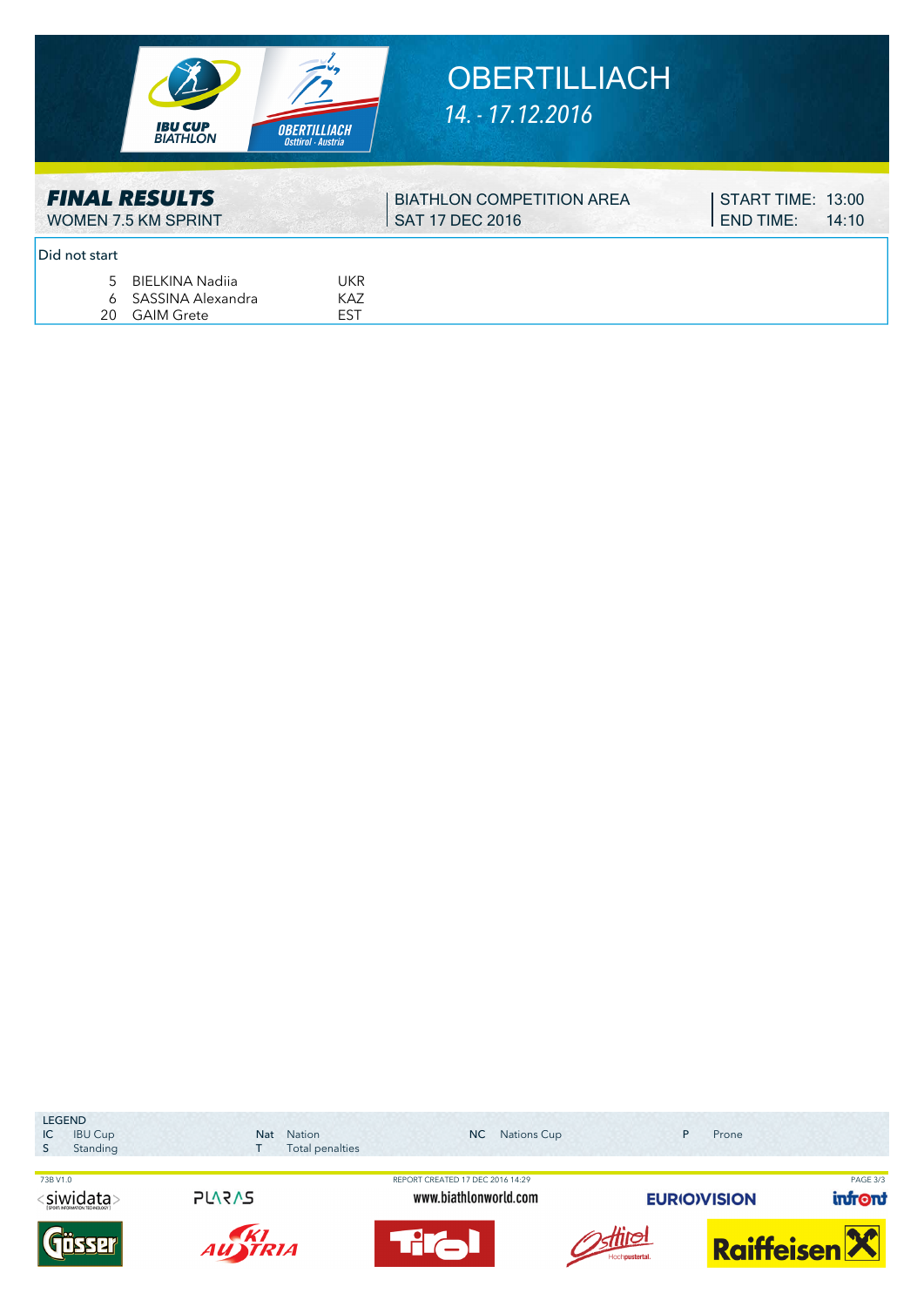# OBERTILLIACH

*14. - 17.12.2016*

## FINAL RESULTS

WOMEN 7.5 KM SPRINT

BIATHLON COMPETITION AREA
SAT 17 DEC 2016

START TIME: 13:00
END TIME: 14:10

Did not start

| | | |
|---|---|---|
| 5 | BIELKINA Nadiia | UKR |
| 6 | SASSINA Alexandra | KAZ |
| 20 | GAIM Grete | EST |

LEGEND

| | | | | | | | |
|---|---|---|---|---|---|---|---|
| IC | IBU Cup | Nat | Nation | NC | Nations Cup | P | Prone |
| S | Standing | T | Total penalties | | | | |

73B V1.0

REPORT CREATED 17 DEC 2016 14:29

www.biathlonworld.com